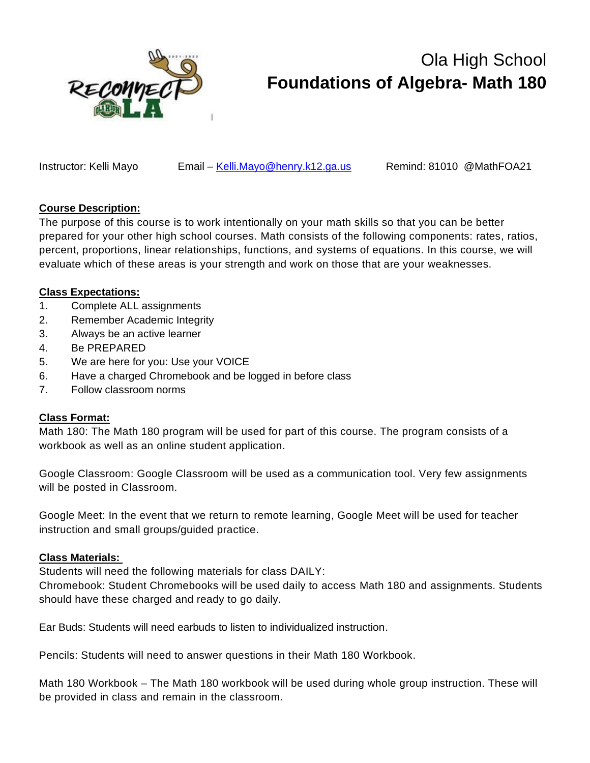# Ola High School

# Foundations of Algebra- Math 180

Instructor: Kelli Mayo Email – Kelli.Mayo@henry.k12.ga.us Remind: 81010 @MathFOA21

**Course Description:**

The purpose of this course is to work intentionally on your math skills so that you can be better prepared for your other high school courses. Math consists of the following components: rates, ratios, percent, proportions, linear relationships, functions, and systems of equations. In this course, we will evaluate which of these areas is your strength and work on those that are your weaknesses.

**Class Expectations:**

1. Complete ALL assignments
2. Remember Academic Integrity
3. Always be an active learner
4. Be PREPARED
5. We are here for you: Use your VOICE
6. Have a charged Chromebook and be logged in before class
7. Follow classroom norms

**Class Format:**

Math 180: The Math 180 program will be used for part of this course. The program consists of a workbook as well as an online student application.

Google Classroom: Google Classroom will be used as a communication tool. Very few assignments will be posted in Classroom.

Google Meet: In the event that we return to remote learning, Google Meet will be used for teacher instruction and small groups/guided practice.

**Class Materials:**

Students will need the following materials for class DAILY:

Chromebook: Student Chromebooks will be used daily to access Math 180 and assignments. Students should have these charged and ready to go daily.

Ear Buds: Students will need earbuds to listen to individualized instruction.

Pencils: Students will need to answer questions in their Math 180 Workbook.

Math 180 Workbook – The Math 180 workbook will be used during whole group instruction. These will be provided in class and remain in the classroom.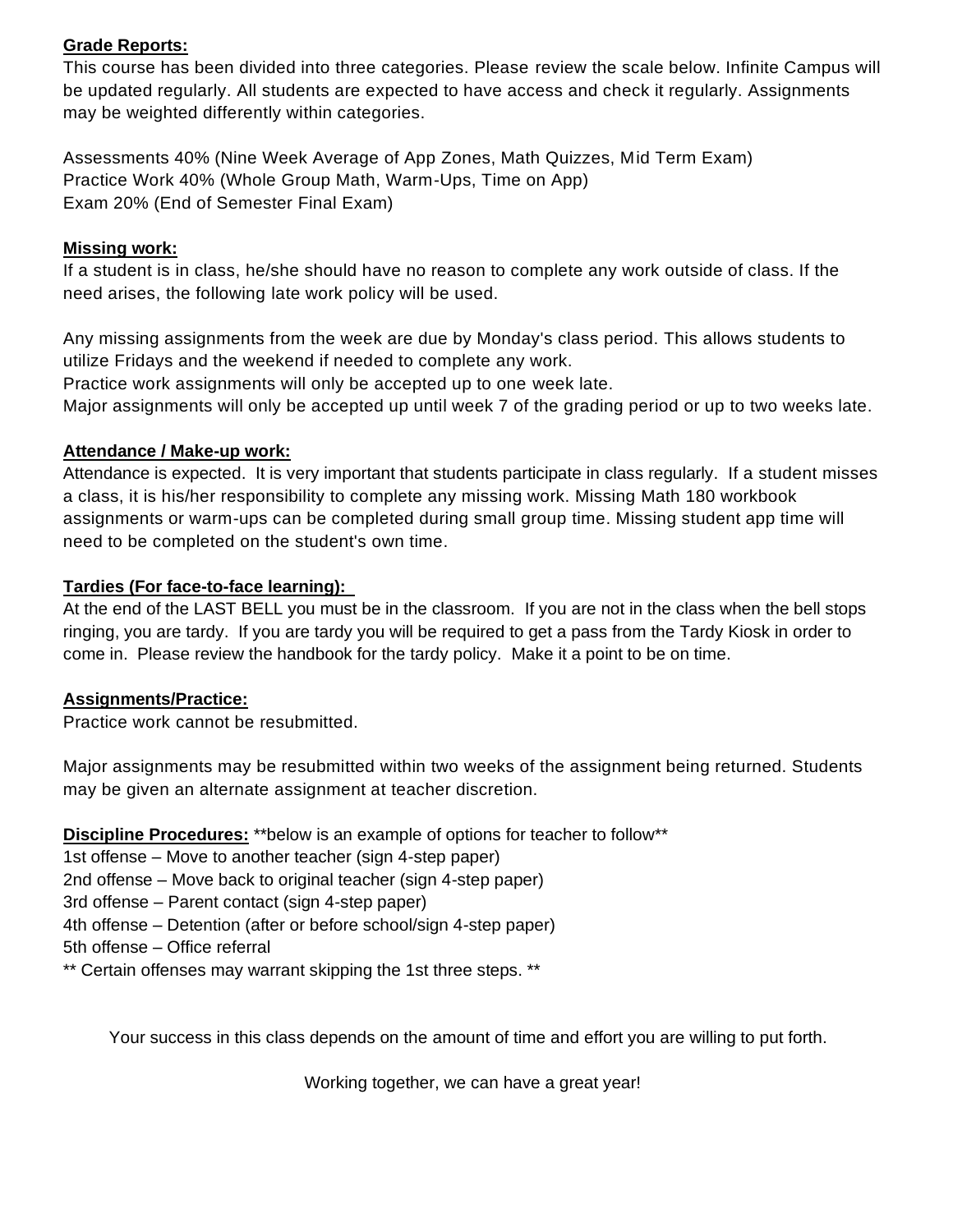**Grade Reports:**

This course has been divided into three categories. Please review the scale below. Infinite Campus will be updated regularly. All students are expected to have access and check it regularly. Assignments may be weighted differently within categories.

Assessments 40% (Nine Week Average of App Zones, Math Quizzes, Mid Term Exam)
Practice Work 40% (Whole Group Math, Warm-Ups, Time on App)
Exam 20% (End of Semester Final Exam)

**Missing work:**

If a student is in class, he/she should have no reason to complete any work outside of class. If the need arises, the following late work policy will be used.

Any missing assignments from the week are due by Monday's class period. This allows students to utilize Fridays and the weekend if needed to complete any work.
Practice work assignments will only be accepted up to one week late.
Major assignments will only be accepted up until week 7 of the grading period or up to two weeks late.

**Attendance / Make-up work:**

Attendance is expected. It is very important that students participate in class regularly. If a student misses a class, it is his/her responsibility to complete any missing work. Missing Math 180 workbook assignments or warm-ups can be completed during small group time. Missing student app time will need to be completed on the student's own time.

**Tardies (For face-to-face learning):**

At the end of the LAST BELL you must be in the classroom. If you are not in the class when the bell stops ringing, you are tardy. If you are tardy you will be required to get a pass from the Tardy Kiosk in order to come in. Please review the handbook for the tardy policy. Make it a point to be on time.

**Assignments/Practice:**

Practice work cannot be resubmitted.

Major assignments may be resubmitted within two weeks of the assignment being returned. Students may be given an alternate assignment at teacher discretion.

**Discipline Procedures:** **below is an example of options for teacher to follow**

1st offense – Move to another teacher (sign 4-step paper)
2nd offense – Move back to original teacher (sign 4-step paper)
3rd offense – Parent contact (sign 4-step paper)
4th offense – Detention (after or before school/sign 4-step paper)
5th offense – Office referral
** Certain offenses may warrant skipping the 1st three steps. **

Your success in this class depends on the amount of time and effort you are willing to put forth.

Working together, we can have a great year!